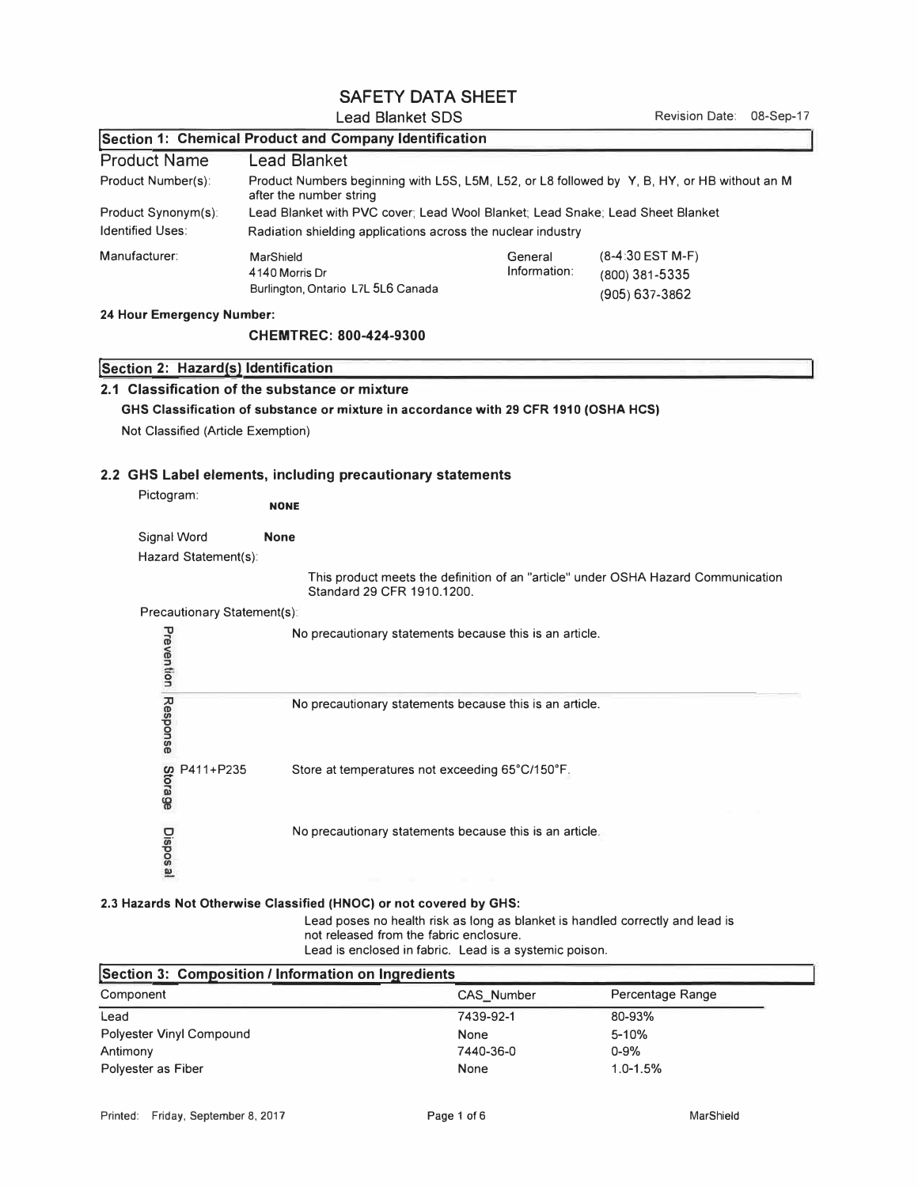# SAFETY DATA SHEET

Lead Blanket SDS

Revision Date: 08-Sep-17

## Section 1: Chemical Product and Company Identification

| | |
|---|---|
| **Product Name** | **Lead Blanket** |
| Product Number(s): | Product Numbers beginning with L5S, L5M, L52, or L8 followed by Y, B, HY, or HB without an M after the number string |
| Product Synonym(s): | Lead Blanket with PVC cover; Lead Wool Blanket; Lead Snake; Lead Sheet Blanket |
| Identified Uses: | Radiation shielding applications across the nuclear industry |

| | | | |
|---|---|---|---|
| Manufacturer: | MarShield<br>4140 Morris Dr<br>Burlington, Ontario L7L 5L6 Canada | General Information: | (8-4:30 EST M-F)<br>(800) 381-5335<br>(905) 637-3862 |

**24 Hour Emergency Number:**

**CHEMTREC: 800-424-9300**

## Section 2: Hazard(s) Identification

### 2.1 Classification of the substance or mixture

**GHS Classification of substance or mixture in accordance with 29 CFR 1910 (OSHA HCS)**

Not Classified (Article Exemption)

### 2.2 GHS Label elements, including precautionary statements

Pictogram: **NONE**

Signal Word **None**

Hazard Statement(s):

This product meets the definition of an "article" under OSHA Hazard Communication Standard 29 CFR 1910.1200.

Precautionary Statement(s):

| | | |
|---|---|---|
| Prevention | | No precautionary statements because this is an article. |
| Response | | No precautionary statements because this is an article. |
| Storage | P411+P235 | Store at temperatures not exceeding 65°C/150°F. |
| Disposal | | No precautionary statements because this is an article. |

**2.3 Hazards Not Otherwise Classified (HNOC) or not covered by GHS:**

Lead poses no health risk as long as blanket is handled correctly and lead is not released from the fabric enclosure.
Lead is enclosed in fabric. Lead is a systemic poison.

## Section 3: Composition / Information on Ingredients

| Component | CAS_Number | Percentage Range |
|---|---|---|
| Lead | 7439-92-1 | 80-93% |
| Polyester Vinyl Compound | None | 5-10% |
| Antimony | 7440-36-0 | 0-9% |
| Polyester as Fiber | None | 1.0-1.5% |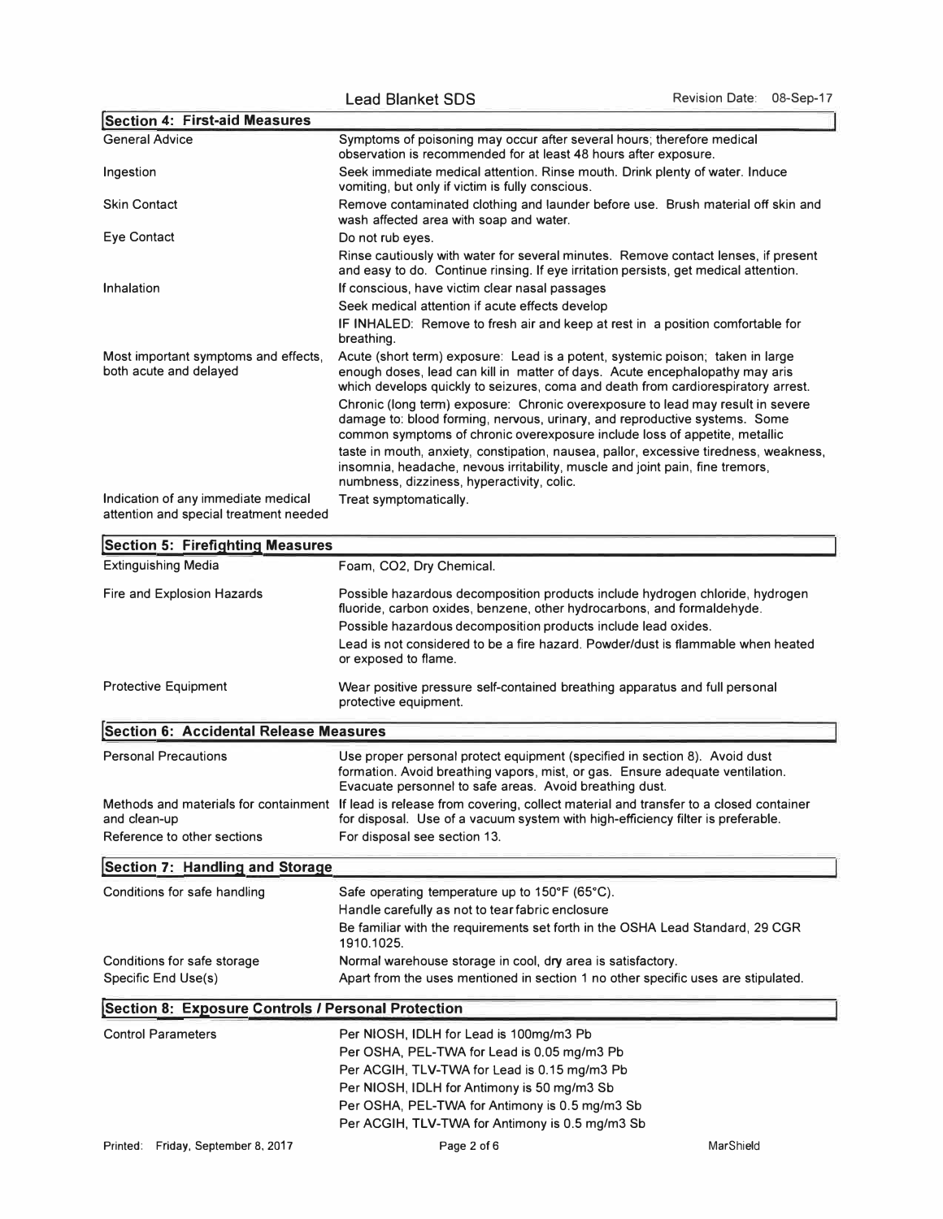## Section 4: First-aid Measures

| | |
|---|---|
| General Advice | Symptoms of poisoning may occur after several hours; therefore medical observation is recommended for at least 48 hours after exposure. |
| Ingestion | Seek immediate medical attention. Rinse mouth. Drink plenty of water. Induce vomiting, but only if victim is fully conscious. |
| Skin Contact | Remove contaminated clothing and launder before use. Brush material off skin and wash affected area with soap and water. |
| Eye Contact | Do not rub eyes.<br>Rinse cautiously with water for several minutes. Remove contact lenses, if present and easy to do. Continue rinsing. If eye irritation persists, get medical attention. |
| Inhalation | If conscious, have victim clear nasal passages<br>Seek medical attention if acute effects develop<br>IF INHALED: Remove to fresh air and keep at rest in a position comfortable for breathing. |
| Most important symptoms and effects, both acute and delayed | Acute (short term) exposure: Lead is a potent, systemic poison; taken in large enough doses, lead can kill in matter of days. Acute encephalopathy may aris which develops quickly to seizures, coma and death from cardiorespiratory arrest.<br>Chronic (long term) exposure: Chronic overexposure to lead may result in severe damage to: blood forming, nervous, urinary, and reproductive systems. Some common symptoms of chronic overexposure include loss of appetite, metallic taste in mouth, anxiety, constipation, nausea, pallor, excessive tiredness, weakness, insomnia, headache, nevous irritability, muscle and joint pain, fine tremors, numbness, dizziness, hyperactivity, colic. |
| Indication of any immediate medical attention and special treatment needed | Treat symptomatically. |

## Section 5: Firefighting Measures

| | |
|---|---|
| Extinguishing Media | Foam, CO2, Dry Chemical. |
| Fire and Explosion Hazards | Possible hazardous decomposition products include hydrogen chloride, hydrogen fluoride, carbon oxides, benzene, other hydrocarbons, and formaldehyde.<br>Possible hazardous decomposition products include lead oxides.<br>Lead is not considered to be a fire hazard. Powder/dust is flammable when heated or exposed to flame. |
| Protective Equipment | Wear positive pressure self-contained breathing apparatus and full personal protective equipment. |

## Section 6: Accidental Release Measures

| | |
|---|---|
| Personal Precautions | Use proper personal protect equipment (specified in section 8). Avoid dust formation. Avoid breathing vapors, mist, or gas. Ensure adequate ventilation. Evacuate personnel to safe areas. Avoid breathing dust. |
| Methods and materials for containment and clean-up | If lead is release from covering, collect material and transfer to a closed container for disposal. Use of a vacuum system with high-efficiency filter is preferable. |
| Reference to other sections | For disposal see section 13. |

## Section 7: Handling and Storage

| | |
|---|---|
| Conditions for safe handling | Safe operating temperature up to 150°F (65°C).<br>Handle carefully as not to tear fabric enclosure<br>Be familiar with the requirements set forth in the OSHA Lead Standard, 29 CGR 1910.1025. |
| Conditions for safe storage | Normal warehouse storage in cool, dry area is satisfactory. |
| Specific End Use(s) | Apart from the uses mentioned in section 1 no other specific uses are stipulated. |

## Section 8: Exposure Controls / Personal Protection

| | |
|---|---|
| Control Parameters | Per NIOSH, IDLH for Lead is 100mg/m3 Pb<br>Per OSHA, PEL-TWA for Lead is 0.05 mg/m3 Pb<br>Per ACGIH, TLV-TWA for Lead is 0.15 mg/m3 Pb<br>Per NIOSH, IDLH for Antimony is 50 mg/m3 Sb<br>Per OSHA, PEL-TWA for Antimony is 0.5 mg/m3 Sb<br>Per ACGIH, TLV-TWA for Antimony is 0.5 mg/m3 Sb |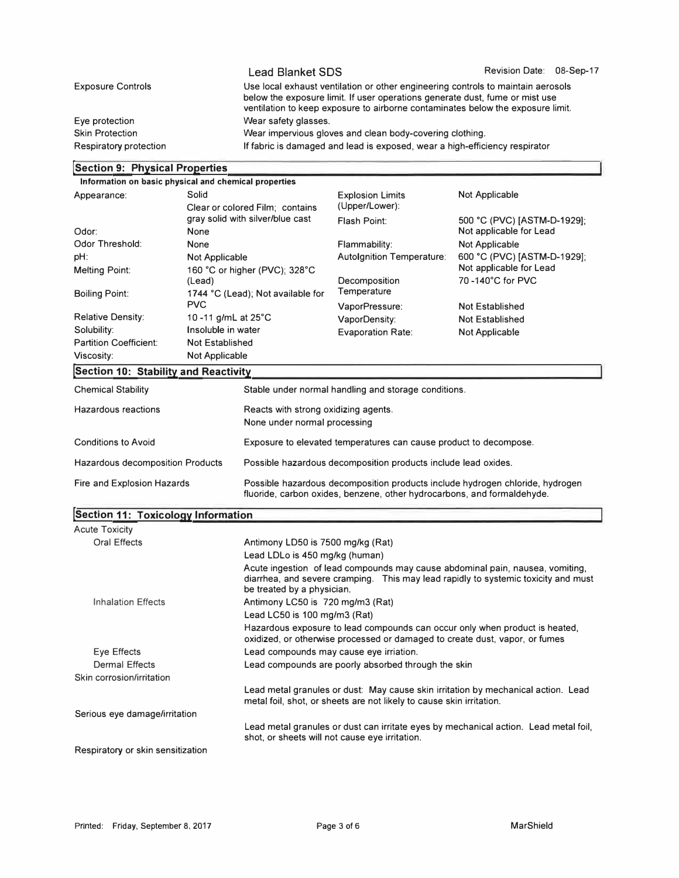| | |
|---|---|
| Exposure Controls | Use local exhaust ventilation or other engineering controls to maintain aerosols below the exposure limit. If user operations generate dust, fume or mist use ventilation to keep exposure to airborne contaminates below the exposure limit. |
| Eye protection | Wear safety glasses. |
| Skin Protection | Wear impervious gloves and clean body-covering clothing. |
| Respiratory protection | If fabric is damaged and lead is exposed, wear a high-efficiency respirator |

## Section 9: Physical Properties

**Information on basic physical and chemical properties**

| | | | |
|---|---|---|---|
| Appearance: | Solid<br>Clear or colored Film; contains gray solid with silver/blue cast | Explosion Limits (Upper/Lower): | Not Applicable |
| Odor: | None | Flash Point: | 500 °C (PVC) [ASTM-D-1929]; Not applicable for Lead |
| Odor Threshold: | None | Flammability: | Not Applicable |
| pH: | Not Applicable | AutoIgnition Temperature: | 600 °C (PVC) [ASTM-D-1929]; Not applicable for Lead |
| Melting Point: | 160 °C or higher (PVC); 328°C (Lead) | Decomposition Temperature | 70 -140°C for PVC |
| Boiling Point: | 1744 °C (Lead); Not available for PVC | VaporPressure: | Not Established |
| Relative Density: | 10 -11 g/mL at 25°C | VaporDensity: | Not Established |
| Solubility: | Insoluble in water | Evaporation Rate: | Not Applicable |
| Partition Coefficient: | Not Established | | |
| Viscosity: | Not Applicable | | |

## Section 10: Stability and Reactivity

| | |
|---|---|
| Chemical Stability | Stable under normal handling and storage conditions. |
| Hazardous reactions | Reacts with strong oxidizing agents.<br>None under normal processing |
| Conditions to Avoid | Exposure to elevated temperatures can cause product to decompose. |
| Hazardous decomposition Products | Possible hazardous decomposition products include lead oxides. |
| Fire and Explosion Hazards | Possible hazardous decomposition products include hydrogen chloride, hydrogen fluoride, carbon oxides, benzene, other hydrocarbons, and formaldehyde. |

## Section 11: Toxicology Information

**Acute Toxicity**

| | |
|---|---|
| Oral Effects | Antimony LD50 is 7500 mg/kg (Rat)<br>Lead LDLo is 450 mg/kg (human)<br>Acute ingestion of lead compounds may cause abdominal pain, nausea, vomiting, diarrhea, and severe cramping. This may lead rapidly to systemic toxicity and must be treated by a physician. |
| Inhalation Effects | Antimony LC50 is 720 mg/m3 (Rat)<br>Lead LC50 is 100 mg/m3 (Rat)<br>Hazardous exposure to lead compounds can occur only when product is heated, oxidized, or otherwise processed or damaged to create dust, vapor, or fumes |
| Eye Effects | Lead compounds may cause eye irriation. |
| Dermal Effects | Lead compounds are poorly absorbed through the skin |

**Skin corrosion/irritation**

Lead metal granules or dust: May cause skin irritation by mechanical action. Lead metal foil, shot, or sheets are not likely to cause skin irritation.

**Serious eye damage/irritation**

Lead metal granules or dust can irritate eyes by mechanical action. Lead metal foil, shot, or sheets will not cause eye irritation.

**Respiratory or skin sensitization**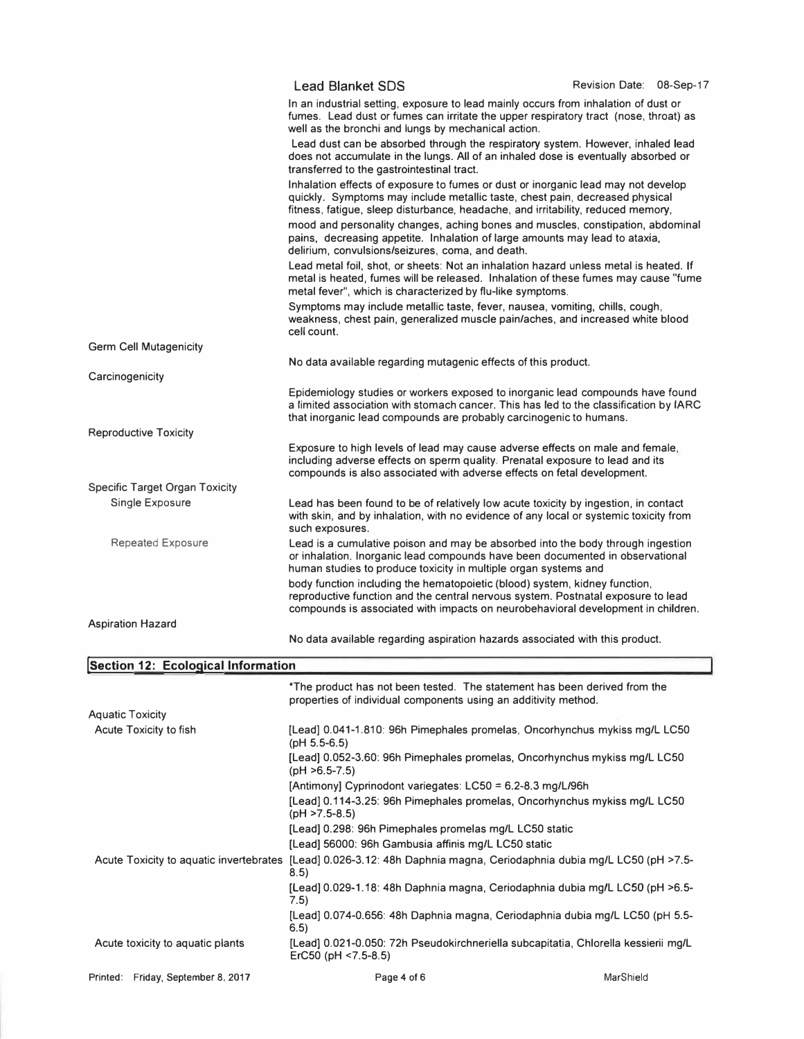In an industrial setting, exposure to lead mainly occurs from inhalation of dust or fumes. Lead dust or fumes can irritate the upper respiratory tract (nose, throat) as well as the bronchi and lungs by mechanical action.

Lead dust can be absorbed through the respiratory system. However, inhaled lead does not accumulate in the lungs. All of an inhaled dose is eventually absorbed or transferred to the gastrointestinal tract.

Inhalation effects of exposure to fumes or dust or inorganic lead may not develop quickly. Symptoms may include metallic taste, chest pain, decreased physical fitness, fatigue, sleep disturbance, headache, and irritability, reduced memory, mood and personality changes, aching bones and muscles, constipation, abdominal pains, decreasing appetite. Inhalation of large amounts may lead to ataxia, delirium, convulsions/seizures, coma, and death.

Lead metal foil, shot, or sheets: Not an inhalation hazard unless metal is heated. If metal is heated, fumes will be released. Inhalation of these fumes may cause "fume metal fever", which is characterized by flu-like symptoms.

Symptoms may include metallic taste, fever, nausea, vomiting, chills, cough, weakness, chest pain, generalized muscle pain/aches, and increased white blood cell count.

**Germ Cell Mutagenicity**

No data available regarding mutagenic effects of this product.

**Carcinogenicity**

Epidemiology studies or workers exposed to inorganic lead compounds have found a limited association with stomach cancer. This has led to the classification by IARC that inorganic lead compounds are probably carcinogenic to humans.

**Reproductive Toxicity**

Exposure to high levels of lead may cause adverse effects on male and female, including adverse effects on sperm quality. Prenatal exposure to lead and its compounds is also associated with adverse effects on fetal development.

**Specific Target Organ Toxicity**

Single Exposure: Lead has been found to be of relatively low acute toxicity by ingestion, in contact with skin, and by inhalation, with no evidence of any local or systemic toxicity from such exposures.

Repeated Exposure: Lead is a cumulative poison and may be absorbed into the body through ingestion or inhalation. Inorganic lead compounds have been documented in observational human studies to produce toxicity in multiple organ systems and body function including the hematopoietic (blood) system, kidney function, reproductive function and the central nervous system. Postnatal exposure to lead compounds is associated with impacts on neurobehavioral development in children.

**Aspiration Hazard**

No data available regarding aspiration hazards associated with this product.

## Section 12: Ecological Information

*The product has not been tested. The statement has been derived from the properties of individual components using an additivity method.

**Aquatic Toxicity**

Acute Toxicity to fish:

- [Lead] 0.041-1.810: 96h Pimephales promelas, Oncorhynchus mykiss mg/L LC50 (pH 5.5-6.5)
- [Lead] 0.052-3.60: 96h Pimephales promelas, Oncorhynchus mykiss mg/L LC50 (pH >6.5-7.5)
- [Antimony] Cyprinodont variegates: LC50 = 6.2-8.3 mg/L/96h
- [Lead] 0.114-3.25: 96h Pimephales promelas, Oncorhynchus mykiss mg/L LC50 (pH >7.5-8.5)
- [Lead] 0.298: 96h Pimephales promelas mg/L LC50 static
- [Lead] 56000: 96h Gambusia affinis mg/L LC50 static

Acute Toxicity to aquatic invertebrates:

- [Lead] 0.026-3.12: 48h Daphnia magna, Ceriodaphnia dubia mg/L LC50 (pH >7.5-8.5)
- [Lead] 0.029-1.18: 48h Daphnia magna, Ceriodaphnia dubia mg/L LC50 (pH >6.5-7.5)
- [Lead] 0.074-0.656: 48h Daphnia magna, Ceriodaphnia dubia mg/L LC50 (pH 5.5-6.5)

Acute toxicity to aquatic plants:

- [Lead] 0.021-0.050: 72h Pseudokirchneriella subcapitatia, Chlorella kessierii mg/L ErC50 (pH <7.5-8.5)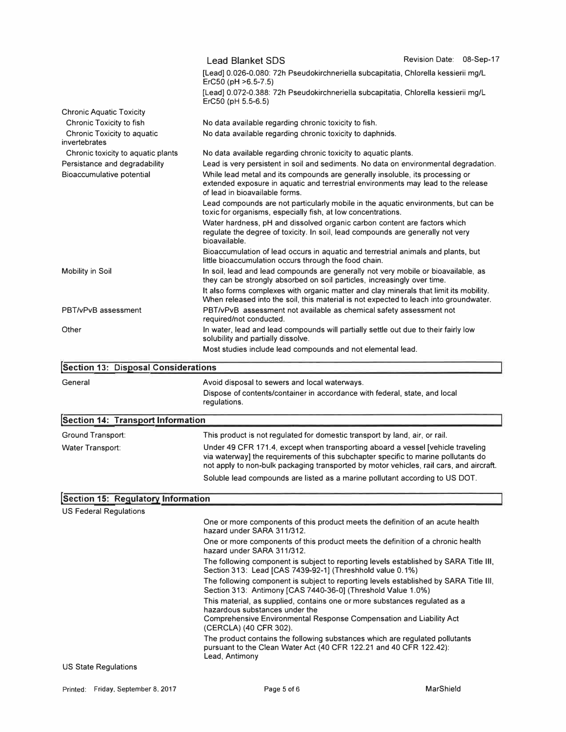[Lead] 0.026-0.080: 72h Pseudokirchneriella subcapitatia, Chlorella kessierii mg/L ErC50 (pH >6.5-7.5)

[Lead] 0.072-0.388: 72h Pseudokirchneriella subcapitatia, Chlorella kessierii mg/L ErC50 (pH 5.5-6.5)

| | |
|---|---|
| Chronic Aquatic Toxicity | |
| Chronic Toxicity to fish | No data available regarding chronic toxicity to fish. |
| Chronic Toxicity to aquatic invertebrates | No data available regarding chronic toxicity to daphnids. |
| Chronic toxicity to aquatic plants | No data available regarding chronic toxicity to aquatic plants. |
| Persistance and degradability | Lead is very persistent in soil and sediments. No data on environmental degradation. |
| Bioaccumulative potential | While lead metal and its compounds are generally insoluble, its processing or extended exposure in aquatic and terrestrial environments may lead to the release of lead in bioavailable forms.<br>Lead compounds are not particularly mobile in the aquatic environments, but can be toxic for organisms, especially fish, at low concentrations.<br>Water hardness, pH and dissolved organic carbon content are factors which regulate the degree of toxicity. In soil, lead compounds are generally not very bioavailable.<br>Bioaccumulation of lead occurs in aquatic and terrestrial animals and plants, but little bioaccumulation occurs through the food chain. |
| Mobility in Soil | In soil, lead and lead compounds are generally not very mobile or bioavailable, as they can be strongly absorbed on soil particles, increasingly over time.<br>It also forms complexes with organic matter and clay minerals that limit its mobility. When released into the soil, this material is not expected to leach into groundwater. |
| PBT/vPvB assessment | PBT/vPvB assessment not available as chemical safety assessment not required/not conducted. |
| Other | In water, lead and lead compounds will partially settle out due to their fairly low solubility and partially dissolve.<br>Most studies include lead compounds and not elemental lead. |

## Section 13: Disposal Considerations

| | |
|---|---|
| General | Avoid disposal to sewers and local waterways.<br>Dispose of contents/container in accordance with federal, state, and local regulations. |

## Section 14: Transport Information

| | |
|---|---|
| Ground Transport: | This product is not regulated for domestic transport by land, air, or rail. |
| Water Transport: | Under 49 CFR 171.4, except when transporting aboard a vessel [vehicle traveling via waterway] the requirements of this subchapter specific to marine pollutants do not apply to non-bulk packaging transported by motor vehicles, rail cars, and aircraft.<br>Soluble lead compounds are listed as a marine pollutant according to US DOT. |

## Section 15: Regulatory Information

US Federal Regulations

One or more components of this product meets the definition of an acute health hazard under SARA 311/312.

One or more components of this product meets the definition of a chronic health hazard under SARA 311/312.

The following component is subject to reporting levels established by SARA Title III, Section 313: Lead [CAS 7439-92-1] (Threshhold value 0.1%)

The following component is subject to reporting levels established by SARA Title III, Section 313: Antimony [CAS 7440-36-0] (Threshold Value 1.0%)

This material, as supplied, contains one or more substances regulated as a hazardous substances under the Comprehensive Environmental Response Compensation and Liability Act (CERCLA) (40 CFR 302).

The product contains the following substances which are regulated pollutants pursuant to the Clean Water Act (40 CFR 122.21 and 40 CFR 122.42): Lead, Antimony

US State Regulations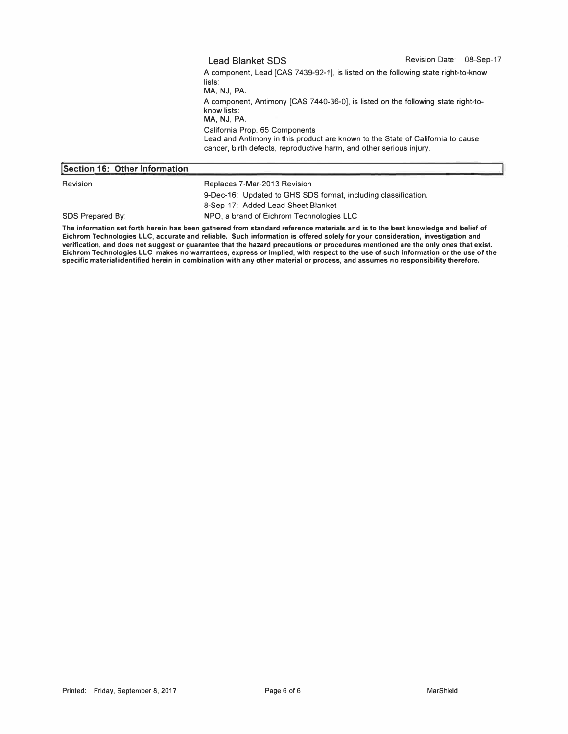A component, Lead [CAS 7439-92-1], is listed on the following state right-to-know lists:
MA, NJ, PA.

A component, Antimony [CAS 7440-36-0], is listed on the following state right-to-know lists:
MA, NJ, PA.

California Prop. 65 Components
Lead and Antimony in this product are known to the State of California to cause cancer, birth defects, reproductive harm, and other serious injury.

## Section 16: Other Information

| | |
|---|---|
| Revision | Replaces 7-Mar-2013 Revision |
| | 9-Dec-16: Updated to GHS SDS format, including classification. |
| | 8-Sep-17: Added Lead Sheet Blanket |
| SDS Prepared By: | NPO, a brand of Eichrom Technologies LLC |

**The information set forth herein has been gathered from standard reference materials and is to the best knowledge and belief of Eichrom Technologies LLC, accurate and reliable. Such information is offered solely for your consideration, investigation and verification, and does not suggest or guarantee that the hazard precautions or procedures mentioned are the only ones that exist. Eichrom Technologies LLC makes no warrantees, express or implied, with respect to the use of such information or the use of the specific material identified herein in combination with any other material or process, and assumes no responsibility therefore.**